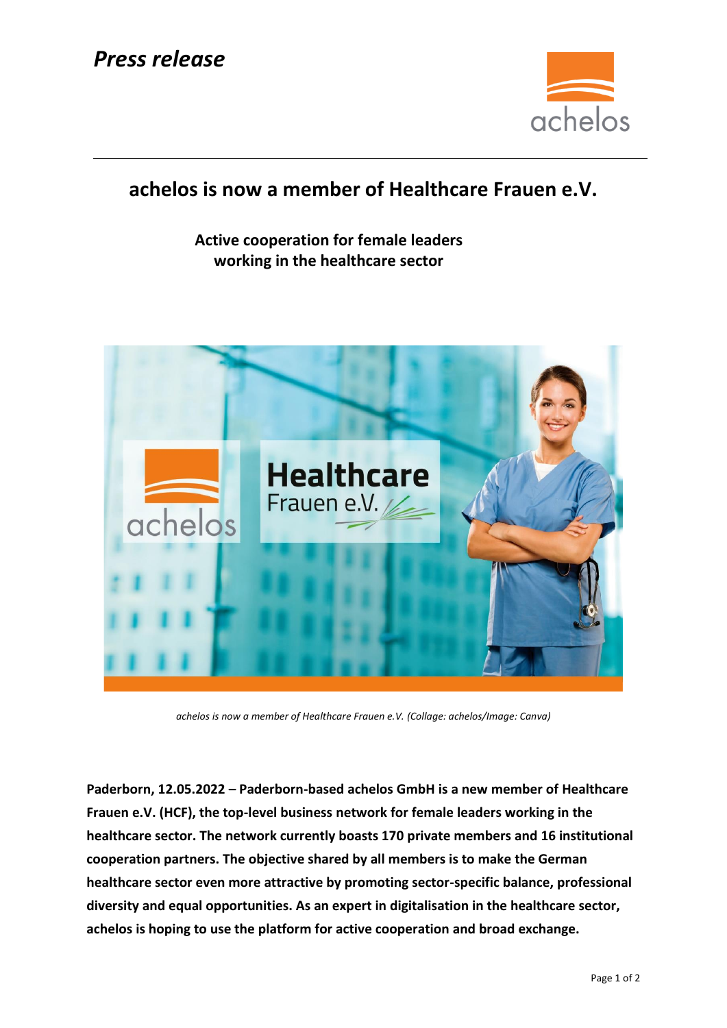*Press release*

# achelos is now a member of Healthcare Frauen e.V.

**Active cooperation for female leaders working in the healthcare sector**

*achelos is now a member of Healthcare Frauen e.V. (Collage: achelos/Image: Canva)*

**Paderborn, 12.05.2022 – Paderborn-based achelos GmbH is a new member of Healthcare Frauen e.V. (HCF), the top-level business network for female leaders working in the healthcare sector. The network currently boasts 170 private members and 16 institutional cooperation partners. The objective shared by all members is to make the German healthcare sector even more attractive by promoting sector-specific balance, professional diversity and equal opportunities. As an expert in digitalisation in the healthcare sector, achelos is hoping to use the platform for active cooperation and broad exchange.**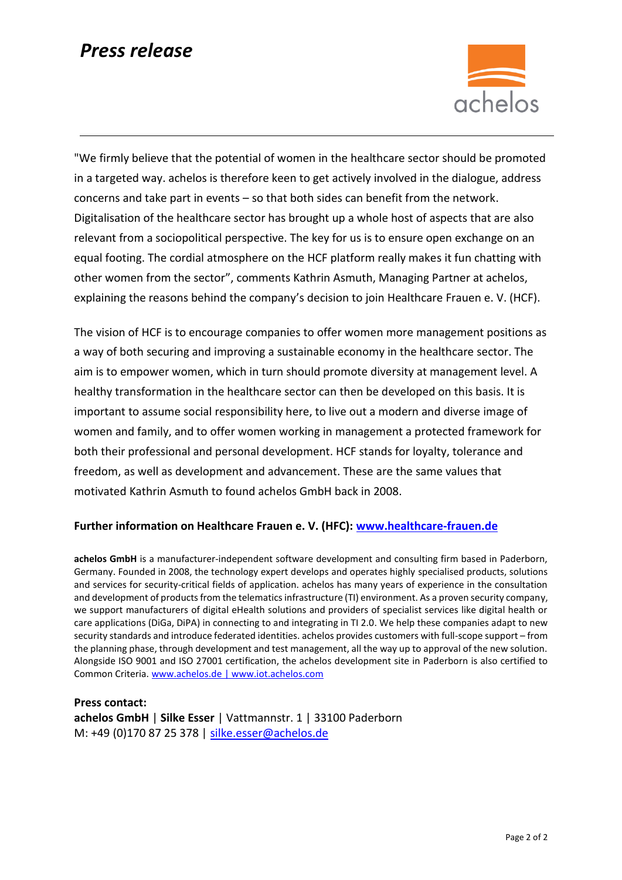"We firmly believe that the potential of women in the healthcare sector should be promoted in a targeted way. achelos is therefore keen to get actively involved in the dialogue, address concerns and take part in events – so that both sides can benefit from the network. Digitalisation of the healthcare sector has brought up a whole host of aspects that are also relevant from a sociopolitical perspective. The key for us is to ensure open exchange on an equal footing. The cordial atmosphere on the HCF platform really makes it fun chatting with other women from the sector", comments Kathrin Asmuth, Managing Partner at achelos, explaining the reasons behind the company's decision to join Healthcare Frauen e. V. (HCF).

The vision of HCF is to encourage companies to offer women more management positions as a way of both securing and improving a sustainable economy in the healthcare sector. The aim is to empower women, which in turn should promote diversity at management level. A healthy transformation in the healthcare sector can then be developed on this basis. It is important to assume social responsibility here, to live out a modern and diverse image of women and family, and to offer women working in management a protected framework for both their professional and personal development. HCF stands for loyalty, tolerance and freedom, as well as development and advancement. These are the same values that motivated Kathrin Asmuth to found achelos GmbH back in 2008.

**Further information on Healthcare Frauen e. V. (HFC): www.healthcare-frauen.de**

**achelos GmbH** is a manufacturer-independent software development and consulting firm based in Paderborn, Germany. Founded in 2008, the technology expert develops and operates highly specialised products, solutions and services for security-critical fields of application. achelos has many years of experience in the consultation and development of products from the telematics infrastructure (TI) environment. As a proven security company, we support manufacturers of digital eHealth solutions and providers of specialist services like digital health or care applications (DiGa, DiPA) in connecting to and integrating in TI 2.0. We help these companies adapt to new security standards and introduce federated identities. achelos provides customers with full-scope support – from the planning phase, through development and test management, all the way up to approval of the new solution. Alongside ISO 9001 and ISO 27001 certification, the achelos development site in Paderborn is also certified to Common Criteria. www.achelos.de | www.iot.achelos.com

**Press contact:**
**achelos GmbH** | **Silke Esser** | Vattmannstr. 1 | 33100 Paderborn
M: +49 (0)170 87 25 378 | silke.esser@achelos.de